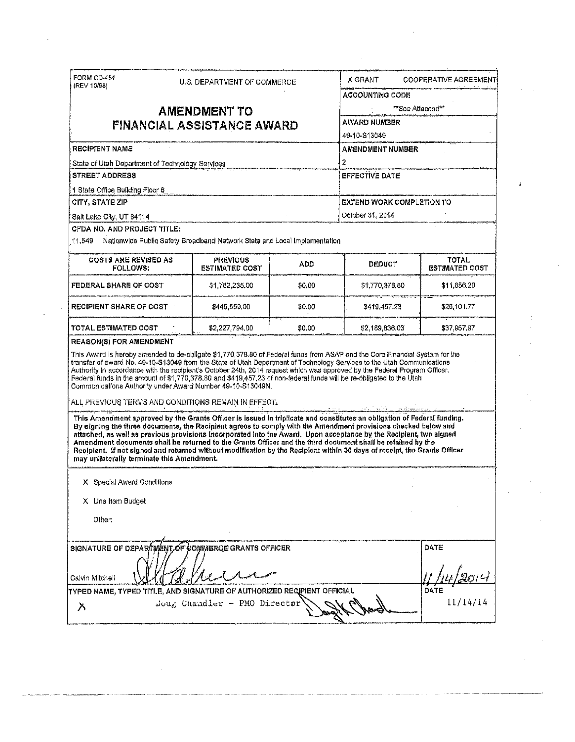FORM CD-451 (REV 10/98)

U.S. DEPARTMENT OF COMMERCE

X GRANT     COOPERATIVE AGREEMENT

# AMENDMENT TO FINANCIAL ASSISTANCE AWARD

**ACCOUNTING CODE**
**See Attached**

**AWARD NUMBER**
49-10-S13049

**RECIPIENT NAME**
State of Utah Department of Technology Services

**AMENDMENT NUMBER**
2

**STREET ADDRESS**
1 State Office Building Floor 6

**EFFECTIVE DATE**

**CITY, STATE ZIP**
Salt Lake City, UT 84114

**EXTEND WORK COMPLETION TO**
October 31, 2014

**CFDA NO. AND PROJECT TITLE:**
11.549 Nationwide Public Safety Broadband Network State and Local Implementation

| COSTS ARE REVISED AS FOLLOWS: | PREVIOUS ESTIMATED COST | ADD | DEDUCT | TOTAL ESTIMATED COST |
|---|---|---|---|---|
| FEDERAL SHARE OF COST | $1,782,235.00 | $0.00 | $1,770,378.80 | $11,856.20 |
| RECIPIENT SHARE OF COST | $445,559.00 | $0.00 | $419,457.23 | $26,101.77 |
| TOTAL ESTIMATED COST | $2,227,794.00 | $0.00 | $2,189,836.03 | $37,957.97 |

**REASON(S) FOR AMENDMENT**

This Award is hereby amended to de-obligate $1,770,378.80 of Federal funds from ASAP and the Core Financial System for the transfer of award No. 49-10-S13049 from the State of Utah Department of Technology Services to the Utah Communications Authority in accordance with the recipient's October 24th, 2014 request which was approved by the Federal Program Officer. Federal funds in the amount of $1,770,378.80 and $419,457.23 of non-federal funds will be re-obligated to the Utah Communications Authority under Award Number 49-10-S13049N.

ALL PREVIOUS TERMS AND CONDITIONS REMAIN IN EFFECT.

**This Amendment approved by the Grants Officer is issued in triplicate and constitutes an obligation of Federal funding. By signing the three documents, the Recipient agrees to comply with the Amendment provisions checked below and attached, as well as previous provisions incorporated into the Award. Upon acceptance by the Recipient, two signed Amendment documents shall be returned to the Grants Officer and the third document shall be retained by the Recipient. If not signed and returned without modification by the Recipient within 30 days of receipt, the Grants Officer may unilaterally terminate this Amendment.**

X Special Award Conditions

X Line Item Budget

Other:

**SIGNATURE OF DEPARTMENT OF COMMERCE GRANTS OFFICER**
Calvin Mitchell

**DATE**
11/14/2014

**TYPED NAME, TYPED TITLE, AND SIGNATURE OF AUTHORIZED RECIPIENT OFFICIAL**
X Doug Chandler - PMO Director

**DATE**
11/14/14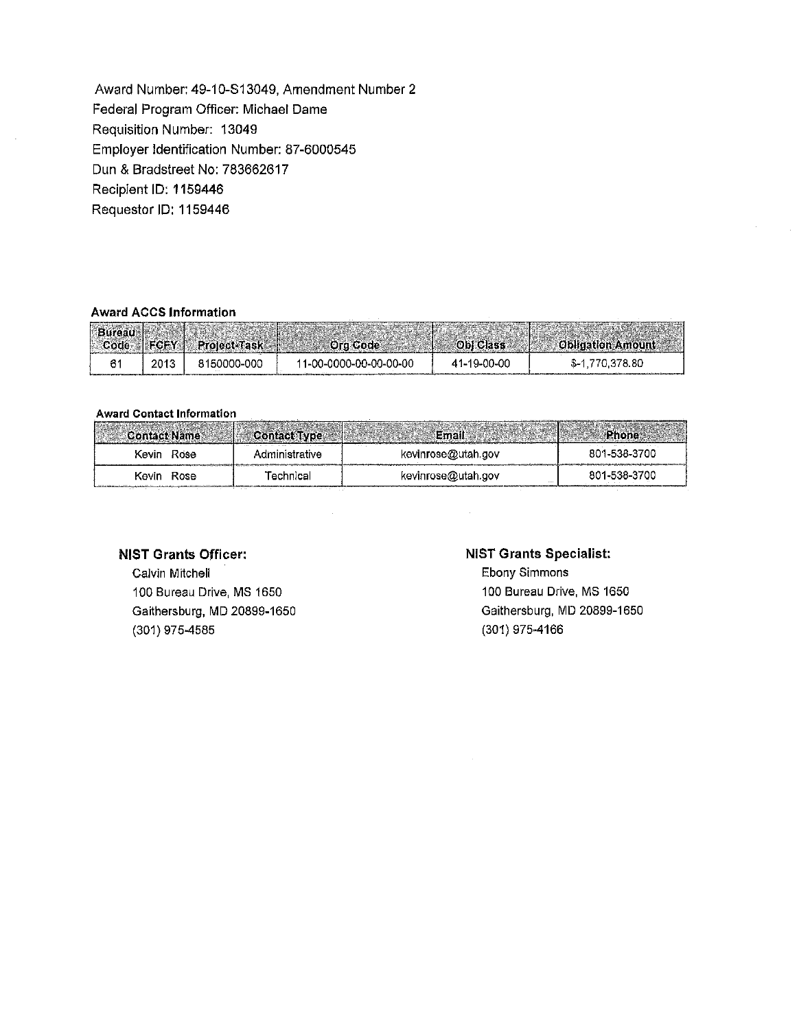Award Number: 49-10-S13049, Amendment Number 2
Federal Program Officer: Michael Dame
Requisition Number: 13049
Employer Identification Number: 87-6000545
Dun & Bradstreet No: 783662617
Recipient ID: 1159446
Requestor ID: 1159446

**Award ACCS Information**

| Bureau Code | FCFY | Project-Task | Org Code | Obj Class | Obligation Amount |
|---|---|---|---|---|---|
| 61 | 2013 | 8150000-000 | 11-00-0000-00-00-00-00 | 41-19-00-00 | $-1,770,378.80 |

**Award Contact Information**

| Contact Name | Contact Type | Email | Phone |
|---|---|---|---|
| Kevin Rose | Administrative | kevinrose@utah.gov | 801-538-3700 |
| Kevin Rose | Technical | kevinrose@utah.gov | 801-538-3700 |

**NIST Grants Officer:**
Calvin Mitchell
100 Bureau Drive, MS 1650
Gaithersburg, MD 20899-1650
(301) 975-4585

**NIST Grants Specialist:**
Ebony Simmons
100 Bureau Drive, MS 1650
Gaithersburg, MD 20899-1650
(301) 975-4166